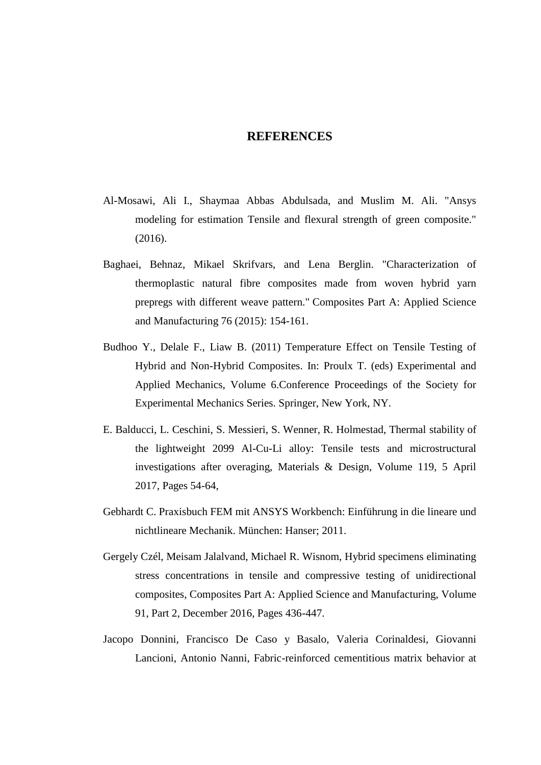# REFERENCES

Al-Mosawi, Ali I., Shaymaa Abbas Abdulsada, and Muslim M. Ali. "Ansys modeling for estimation Tensile and flexural strength of green composite." (2016).

Baghaei, Behnaz, Mikael Skrifvars, and Lena Berglin. "Characterization of thermoplastic natural fibre composites made from woven hybrid yarn prepregs with different weave pattern." Composites Part A: Applied Science and Manufacturing 76 (2015): 154-161.

Budhoo Y., Delale F., Liaw B. (2011) Temperature Effect on Tensile Testing of Hybrid and Non-Hybrid Composites. In: Proulx T. (eds) Experimental and Applied Mechanics, Volume 6.Conference Proceedings of the Society for Experimental Mechanics Series. Springer, New York, NY.

E. Balducci, L. Ceschini, S. Messieri, S. Wenner, R. Holmestad, Thermal stability of the lightweight 2099 Al-Cu-Li alloy: Tensile tests and microstructural investigations after overaging, Materials & Design, Volume 119, 5 April 2017, Pages 54-64,

Gebhardt C. Praxisbuch FEM mit ANSYS Workbench: Einführung in die lineare und nichtlineare Mechanik. München: Hanser; 2011.

Gergely Czél, Meisam Jalalvand, Michael R. Wisnom, Hybrid specimens eliminating stress concentrations in tensile and compressive testing of unidirectional composites, Composites Part A: Applied Science and Manufacturing, Volume 91, Part 2, December 2016, Pages 436-447.

Jacopo Donnini, Francisco De Caso y Basalo, Valeria Corinaldesi, Giovanni Lancioni, Antonio Nanni, Fabric-reinforced cementitious matrix behavior at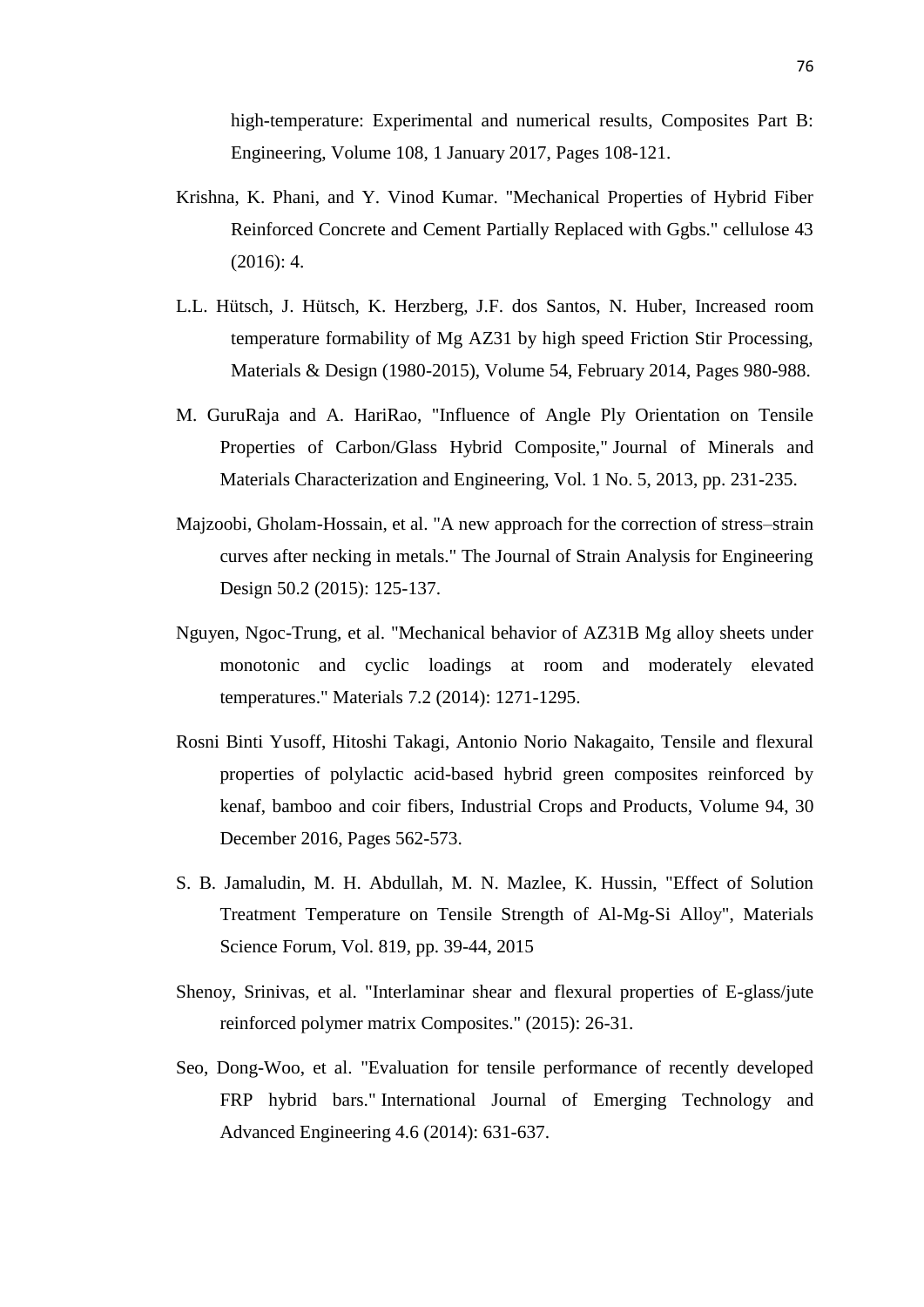high-temperature: Experimental and numerical results, Composites Part B: Engineering, Volume 108, 1 January 2017, Pages 108-121.

Krishna, K. Phani, and Y. Vinod Kumar. "Mechanical Properties of Hybrid Fiber Reinforced Concrete and Cement Partially Replaced with Ggbs." cellulose 43 (2016): 4.

L.L. Hütsch, J. Hütsch, K. Herzberg, J.F. dos Santos, N. Huber, Increased room temperature formability of Mg AZ31 by high speed Friction Stir Processing, Materials & Design (1980-2015), Volume 54, February 2014, Pages 980-988.

M. GuruRaja and A. HariRao, "Influence of Angle Ply Orientation on Tensile Properties of Carbon/Glass Hybrid Composite," Journal of Minerals and Materials Characterization and Engineering, Vol. 1 No. 5, 2013, pp. 231-235.

Majzoobi, Gholam-Hossain, et al. "A new approach for the correction of stress–strain curves after necking in metals." The Journal of Strain Analysis for Engineering Design 50.2 (2015): 125-137.

Nguyen, Ngoc-Trung, et al. "Mechanical behavior of AZ31B Mg alloy sheets under monotonic and cyclic loadings at room and moderately elevated temperatures." Materials 7.2 (2014): 1271-1295.

Rosni Binti Yusoff, Hitoshi Takagi, Antonio Norio Nakagaito, Tensile and flexural properties of polylactic acid-based hybrid green composites reinforced by kenaf, bamboo and coir fibers, Industrial Crops and Products, Volume 94, 30 December 2016, Pages 562-573.

S. B. Jamaludin, M. H. Abdullah, M. N. Mazlee, K. Hussin, "Effect of Solution Treatment Temperature on Tensile Strength of Al-Mg-Si Alloy", Materials Science Forum, Vol. 819, pp. 39-44, 2015

Shenoy, Srinivas, et al. "Interlaminar shear and flexural properties of E-glass/jute reinforced polymer matrix Composites." (2015): 26-31.

Seo, Dong-Woo, et al. "Evaluation for tensile performance of recently developed FRP hybrid bars." International Journal of Emerging Technology and Advanced Engineering 4.6 (2014): 631-637.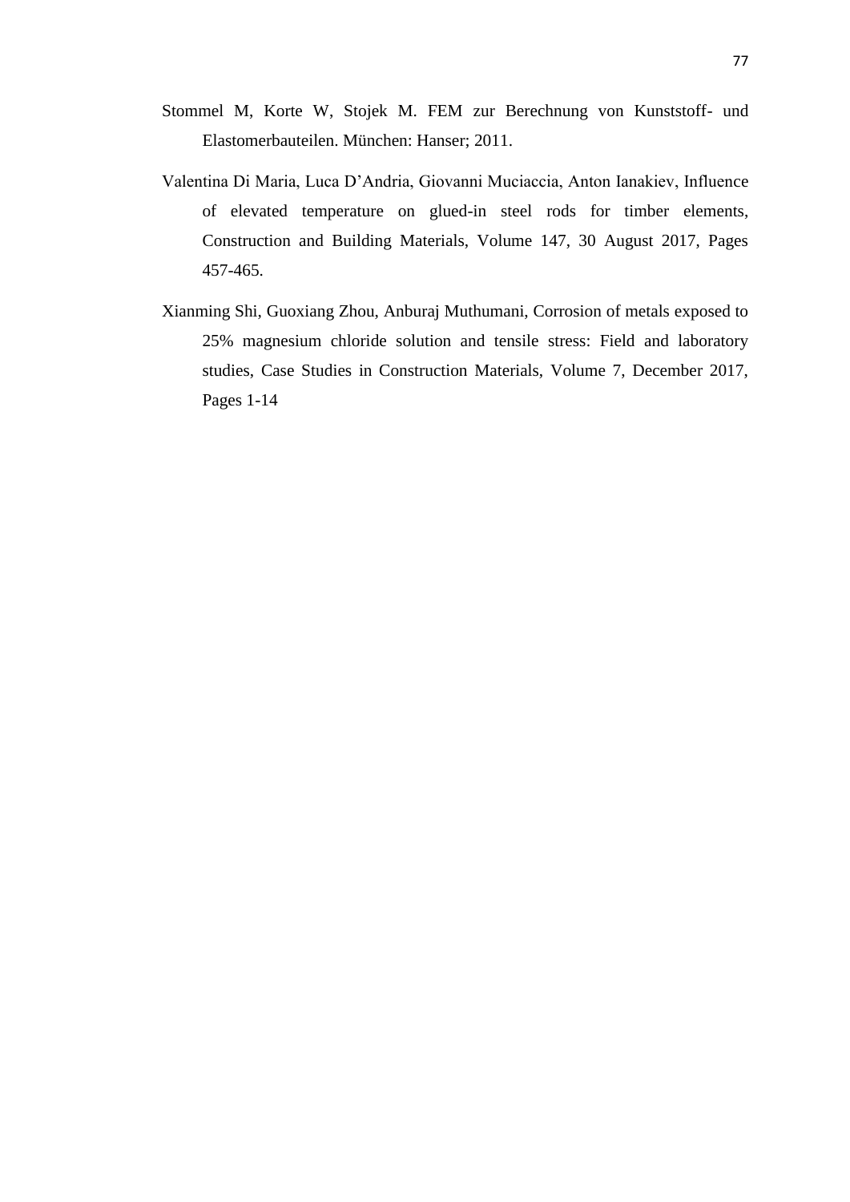Stommel M, Korte W, Stojek M. FEM zur Berechnung von Kunststoff- und Elastomerbauteilen. München: Hanser; 2011.

Valentina Di Maria, Luca D'Andria, Giovanni Muciaccia, Anton Ianakiev, Influence of elevated temperature on glued-in steel rods for timber elements, Construction and Building Materials, Volume 147, 30 August 2017, Pages 457-465.

Xianming Shi, Guoxiang Zhou, Anburaj Muthumani, Corrosion of metals exposed to 25% magnesium chloride solution and tensile stress: Field and laboratory studies, Case Studies in Construction Materials, Volume 7, December 2017, Pages 1-14